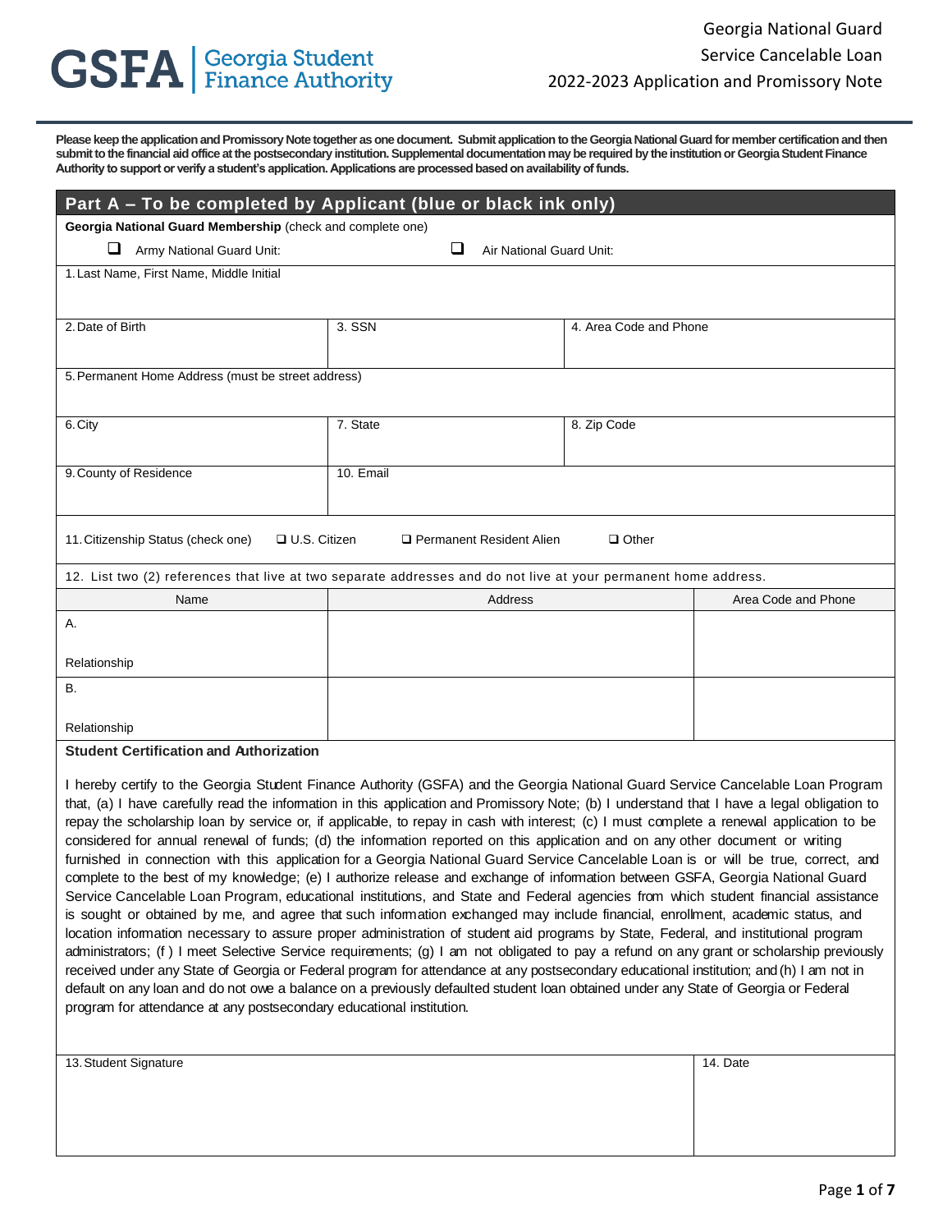# GSFA | Georgia Student Finance Authority

**Georgia National Guard Service Cancelable Loan**
**2022-2023 Application and Promissory Note**

**Please keep the application and Promissory Note together as one document. Submit application to the Georgia National Guard for member certification and then submit to the financial aid office at the postsecondary institution. Supplemental documentation may be required by the institution or Georgia Student Finance Authority to support or verify a student's application. Applications are processed based on availability of funds.**

## Part A – To be completed by Applicant (blue or black ink only)

**Georgia National Guard Membership** (check and complete one)

❑ Army National Guard Unit: ❑ Air National Guard Unit:

| 1. Last Name, First Name, Middle Initial | | |
|---|---|---|
| 2. Date of Birth | 3. SSN | 4. Area Code and Phone |
| 5. Permanent Home Address (must be street address) | | |
| 6. City | 7. State | 8. Zip Code |
| 9. County of Residence | 10. Email | |

11. Citizenship Status (check one) ❑ U.S. Citizen ❑ Permanent Resident Alien ❑ Other

12. List two (2) references that live at two separate addresses and do not live at your permanent home address.

| Name | Address | Area Code and Phone |
|---|---|---|
| A.<br><br>Relationship | | |
| B.<br><br>Relationship | | |

**Student Certification and Authorization**

I hereby certify to the Georgia Student Finance Authority (GSFA) and the Georgia National Guard Service Cancelable Loan Program that, (a) I have carefully read the information in this application and Promissory Note; (b) I understand that I have a legal obligation to repay the scholarship loan by service or, if applicable, to repay in cash with interest; (c) I must complete a renewal application to be considered for annual renewal of funds; (d) the information reported on this application and on any other document or writing furnished in connection with this application for a Georgia National Guard Service Cancelable Loan is or will be true, correct, and complete to the best of my knowledge; (e) I authorize release and exchange of information between GSFA, Georgia National Guard Service Cancelable Loan Program, educational institutions, and State and Federal agencies from which student financial assistance is sought or obtained by me, and agree that such information exchanged may include financial, enrollment, academic status, and location information necessary to assure proper administration of student aid programs by State, Federal, and institutional program administrators; (f ) I meet Selective Service requirements; (g) I am not obligated to pay a refund on any grant or scholarship previously received under any State of Georgia or Federal program for attendance at any postsecondary educational institution; and (h) I am not in default on any loan and do not owe a balance on a previously defaulted student loan obtained under any State of Georgia or Federal program for attendance at any postsecondary educational institution.

| 13. Student Signature | 14. Date |
|---|---|
| | |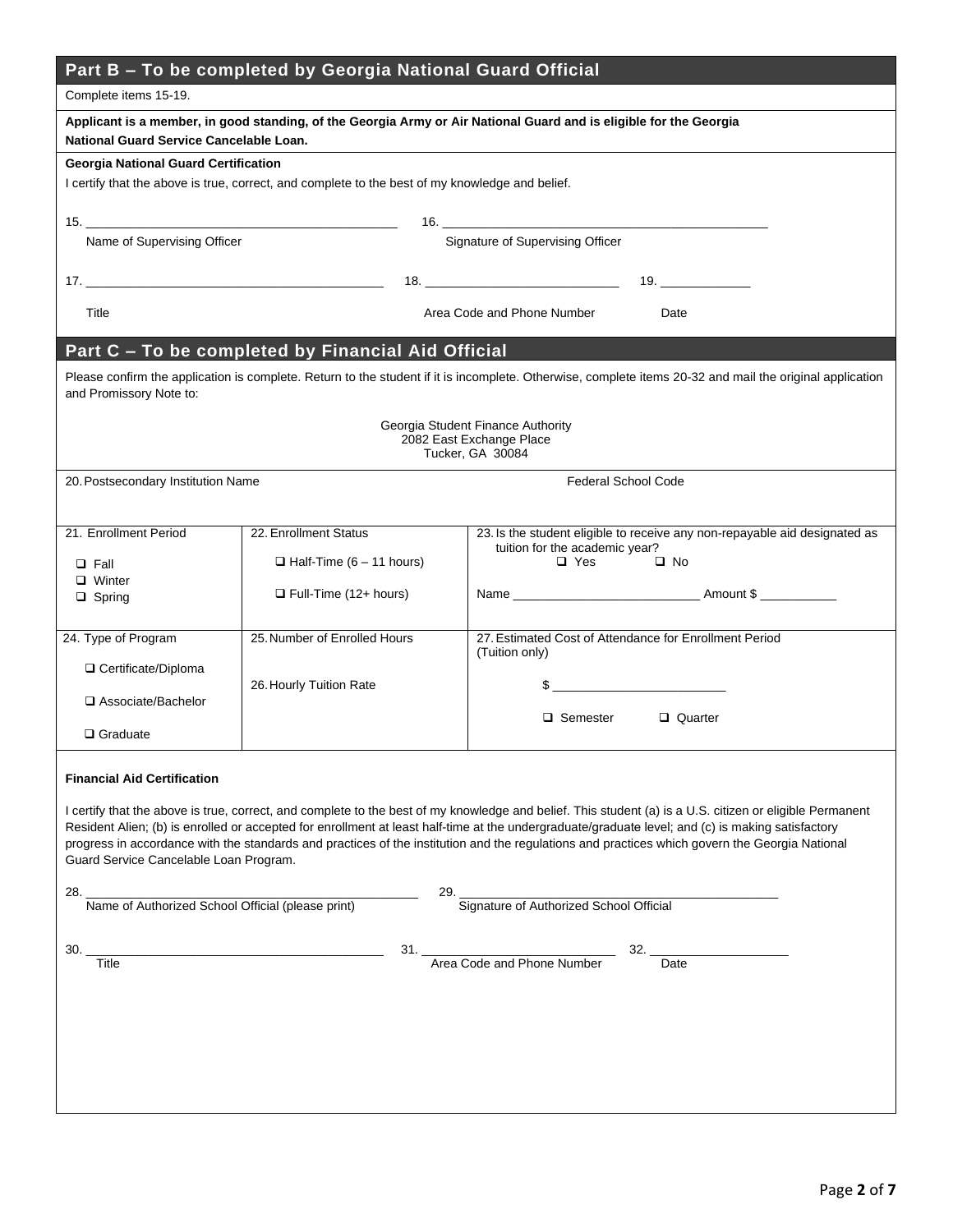## Part B – To be completed by Georgia National Guard Official

Complete items 15-19.

**Applicant is a member, in good standing, of the Georgia Army or Air National Guard and is eligible for the Georgia National Guard Service Cancelable Loan.**

**Georgia National Guard Certification**

I certify that the above is true, correct, and complete to the best of my knowledge and belief.

15. ______________________________ Name of Supervising Officer

16. ______________________________ Signature of Supervising Officer

17. ______________________________ Title

18. ______________________________ Area Code and Phone Number

19. ____________ Date

## Part C – To be completed by Financial Aid Official

Please confirm the application is complete. Return to the student if it is incomplete. Otherwise, complete items 20-32 and mail the original application and Promissory Note to:

Georgia Student Finance Authority
2082 East Exchange Place
Tucker, GA 30084

20. Postsecondary Institution Name

Federal School Code

| 21. Enrollment Period | 22. Enrollment Status | 23. Is the student eligible to receive any non-repayable aid designated as tuition for the academic year? |
|---|---|---|
| ❑ Fall<br>❑ Winter<br>❑ Spring | ❑ Half-Time (6 – 11 hours)<br>❑ Full-Time (12+ hours) | ❑ Yes ❑ No<br>Name ________________ Amount $ ________ |
| 24. Type of Program<br>❑ Certificate/Diploma<br>❑ Associate/Bachelor<br>❑ Graduate | 25. Number of Enrolled Hours<br>26. Hourly Tuition Rate | 27. Estimated Cost of Attendance for Enrollment Period (Tuition only)<br>$ ________________<br>❑ Semester ❑ Quarter |

**Financial Aid Certification**

I certify that the above is true, correct, and complete to the best of my knowledge and belief. This student (a) is a U.S. citizen or eligible Permanent Resident Alien; (b) is enrolled or accepted for enrollment at least half-time at the undergraduate/graduate level; and (c) is making satisfactory progress in accordance with the standards and practices of the institution and the regulations and practices which govern the Georgia National Guard Service Cancelable Loan Program.

28. ______________________________ Name of Authorized School Official (please print)

29. ______________________________ Signature of Authorized School Official

30. ______________________________ Title

31. ______________________________ Area Code and Phone Number

32. ____________ Date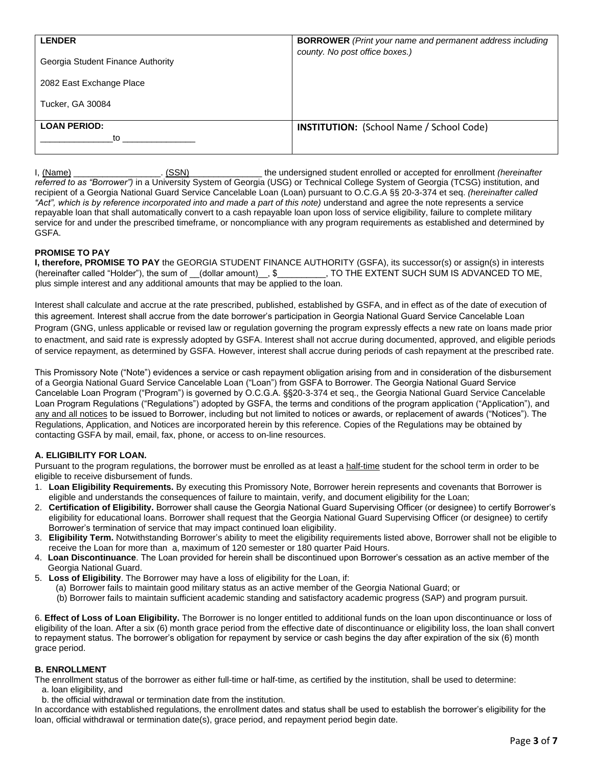| **LENDER**<br><br>Georgia Student Finance Authority<br><br>2082 East Exchange Place<br><br>Tucker, GA 30084 | **BORROWER** *(Print your name and permanent address including county. No post office boxes.)* |
|---|---|
| **LOAN PERIOD:**<br>______________to ______________ | **INSTITUTION:** (School Name / School Code) |

I, (Name) __________________. (SSN) _______________ the undersigned student enrolled or accepted for enrollment *(hereinafter referred to as "Borrower")* in a University System of Georgia (USG) or Technical College System of Georgia (TCSG) institution, and recipient of a Georgia National Guard Service Cancelable Loan (Loan) pursuant to O.C.G.A §§ 20-3-374 et seq. *(hereinafter called "Act", which is by reference incorporated into and made a part of this note)* understand and agree the note represents a service repayable loan that shall automatically convert to a cash repayable loan upon loss of service eligibility, failure to complete military service for and under the prescribed timeframe, or noncompliance with any program requirements as established and determined by GSFA.

**PROMISE TO PAY**

**I, therefore, PROMISE TO PAY** the GEORGIA STUDENT FINANCE AUTHORITY (GSFA), its successor(s) or assign(s) in interests (hereinafter called "Holder"), the sum of __(dollar amount)__, $__________, TO THE EXTENT SUCH SUM IS ADVANCED TO ME, plus simple interest and any additional amounts that may be applied to the loan.

Interest shall calculate and accrue at the rate prescribed, published, established by GSFA, and in effect as of the date of execution of this agreement. Interest shall accrue from the date borrower's participation in Georgia National Guard Service Cancelable Loan Program (GNG, unless applicable or revised law or regulation governing the program expressly effects a new rate on loans made prior to enactment, and said rate is expressly adopted by GSFA. Interest shall not accrue during documented, approved, and eligible periods of service repayment, as determined by GSFA. However, interest shall accrue during periods of cash repayment at the prescribed rate.

This Promissory Note ("Note") evidences a service or cash repayment obligation arising from and in consideration of the disbursement of a Georgia National Guard Service Cancelable Loan ("Loan") from GSFA to Borrower. The Georgia National Guard Service Cancelable Loan Program ("Program") is governed by O.C.G.A. §§20-3-374 et seq., the Georgia National Guard Service Cancelable Loan Program Regulations ("Regulations") adopted by GSFA, the terms and conditions of the program application ("Application"), and any and all notices to be issued to Borrower, including but not limited to notices or awards, or replacement of awards ("Notices"). The Regulations, Application, and Notices are incorporated herein by this reference. Copies of the Regulations may be obtained by contacting GSFA by mail, email, fax, phone, or access to on-line resources.

**A. ELIGIBILITY FOR LOAN.**

Pursuant to the program regulations, the borrower must be enrolled as at least a half-time student for the school term in order to be eligible to receive disbursement of funds.

1. **Loan Eligibility Requirements.** By executing this Promissory Note, Borrower herein represents and covenants that Borrower is eligible and understands the consequences of failure to maintain, verify, and document eligibility for the Loan;
2. **Certification of Eligibility.** Borrower shall cause the Georgia National Guard Supervising Officer (or designee) to certify Borrower's eligibility for educational loans. Borrower shall request that the Georgia National Guard Supervising Officer (or designee) to certify Borrower's termination of service that may impact continued loan eligibility.
3. **Eligibility Term.** Notwithstanding Borrower's ability to meet the eligibility requirements listed above, Borrower shall not be eligible to receive the Loan for more than a, maximum of 120 semester or 180 quarter Paid Hours.
4. **Loan Discontinuance**. The Loan provided for herein shall be discontinued upon Borrower's cessation as an active member of the Georgia National Guard.
5. **Loss of Eligibility**. The Borrower may have a loss of eligibility for the Loan, if:
   (a) Borrower fails to maintain good military status as an active member of the Georgia National Guard; or
   (b) Borrower fails to maintain sufficient academic standing and satisfactory academic progress (SAP) and program pursuit.

6. **Effect of Loss of Loan Eligibility.** The Borrower is no longer entitled to additional funds on the loan upon discontinuance or loss of eligibility of the loan. After a six (6) month grace period from the effective date of discontinuance or eligibility loss, the loan shall convert to repayment status. The borrower's obligation for repayment by service or cash begins the day after expiration of the six (6) month grace period.

**B. ENROLLMENT**

The enrollment status of the borrower as either full-time or half-time, as certified by the institution, shall be used to determine:

a. loan eligibility, and
b. the official withdrawal or termination date from the institution.

In accordance with established regulations, the enrollment dates and status shall be used to establish the borrower's eligibility for the loan, official withdrawal or termination date(s), grace period, and repayment period begin date.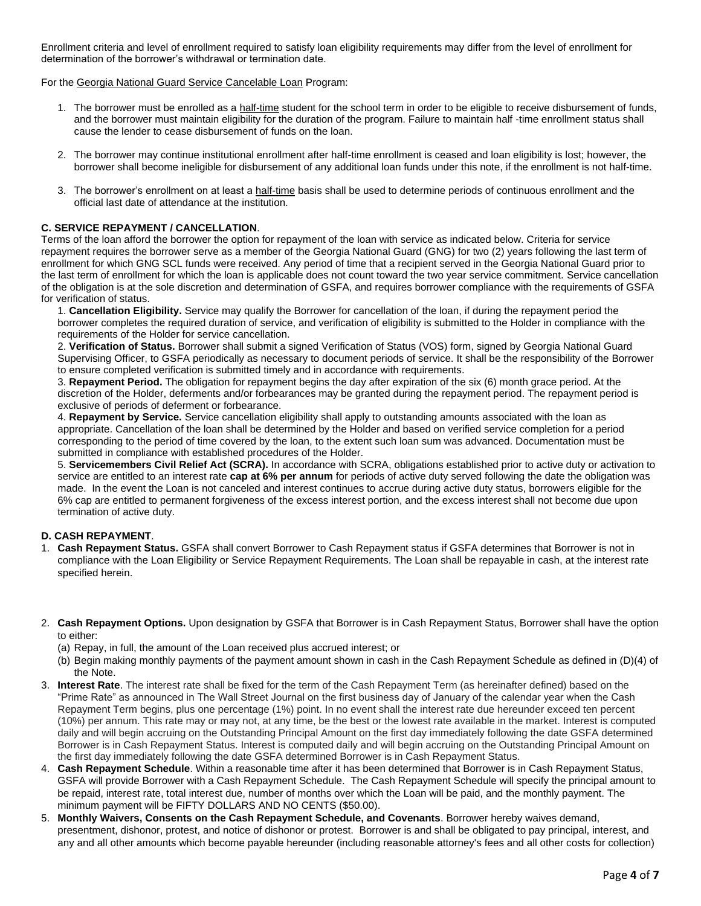Enrollment criteria and level of enrollment required to satisfy loan eligibility requirements may differ from the level of enrollment for determination of the borrower's withdrawal or termination date.

For the Georgia National Guard Service Cancelable Loan Program:

1. The borrower must be enrolled as a half-time student for the school term in order to be eligible to receive disbursement of funds, and the borrower must maintain eligibility for the duration of the program. Failure to maintain half -time enrollment status shall cause the lender to cease disbursement of funds on the loan.

2. The borrower may continue institutional enrollment after half-time enrollment is ceased and loan eligibility is lost; however, the borrower shall become ineligible for disbursement of any additional loan funds under this note, if the enrollment is not half-time.

3. The borrower's enrollment on at least a half-time basis shall be used to determine periods of continuous enrollment and the official last date of attendance at the institution.

**C. SERVICE REPAYMENT / CANCELLATION**.

Terms of the loan afford the borrower the option for repayment of the loan with service as indicated below. Criteria for service repayment requires the borrower serve as a member of the Georgia National Guard (GNG) for two (2) years following the last term of enrollment for which GNG SCL funds were received. Any period of time that a recipient served in the Georgia National Guard prior to the last term of enrollment for which the loan is applicable does not count toward the two year service commitment. Service cancellation of the obligation is at the sole discretion and determination of GSFA, and requires borrower compliance with the requirements of GSFA for verification of status.

1. **Cancellation Eligibility.** Service may qualify the Borrower for cancellation of the loan, if during the repayment period the borrower completes the required duration of service, and verification of eligibility is submitted to the Holder in compliance with the requirements of the Holder for service cancellation.
2. **Verification of Status.** Borrower shall submit a signed Verification of Status (VOS) form, signed by Georgia National Guard Supervising Officer, to GSFA periodically as necessary to document periods of service. It shall be the responsibility of the Borrower to ensure completed verification is submitted timely and in accordance with requirements.
3. **Repayment Period.** The obligation for repayment begins the day after expiration of the six (6) month grace period. At the discretion of the Holder, deferments and/or forbearances may be granted during the repayment period. The repayment period is exclusive of periods of deferment or forbearance.
4. **Repayment by Service.** Service cancellation eligibility shall apply to outstanding amounts associated with the loan as appropriate. Cancellation of the loan shall be determined by the Holder and based on verified service completion for a period corresponding to the period of time covered by the loan, to the extent such loan sum was advanced. Documentation must be submitted in compliance with established procedures of the Holder.
5. **Servicemembers Civil Relief Act (SCRA).** In accordance with SCRA, obligations established prior to active duty or activation to service are entitled to an interest rate **cap at 6% per annum** for periods of active duty served following the date the obligation was made. In the event the Loan is not canceled and interest continues to accrue during active duty status, borrowers eligible for the 6% cap are entitled to permanent forgiveness of the excess interest portion, and the excess interest shall not become due upon termination of active duty.

**D. CASH REPAYMENT**.

1. **Cash Repayment Status.** GSFA shall convert Borrower to Cash Repayment status if GSFA determines that Borrower is not in compliance with the Loan Eligibility or Service Repayment Requirements. The Loan shall be repayable in cash, at the interest rate specified herein.

2. **Cash Repayment Options.** Upon designation by GSFA that Borrower is in Cash Repayment Status, Borrower shall have the option to either:
   (a) Repay, in full, the amount of the Loan received plus accrued interest; or
   (b) Begin making monthly payments of the payment amount shown in cash in the Cash Repayment Schedule as defined in (D)(4) of the Note.
3. **Interest Rate**. The interest rate shall be fixed for the term of the Cash Repayment Term (as hereinafter defined) based on the "Prime Rate" as announced in The Wall Street Journal on the first business day of January of the calendar year when the Cash Repayment Term begins, plus one percentage (1%) point. In no event shall the interest rate due hereunder exceed ten percent (10%) per annum. This rate may or may not, at any time, be the best or the lowest rate available in the market. Interest is computed daily and will begin accruing on the Outstanding Principal Amount on the first day immediately following the date GSFA determined Borrower is in Cash Repayment Status. Interest is computed daily and will begin accruing on the Outstanding Principal Amount on the first day immediately following the date GSFA determined Borrower is in Cash Repayment Status.
4. **Cash Repayment Schedule**. Within a reasonable time after it has been determined that Borrower is in Cash Repayment Status, GSFA will provide Borrower with a Cash Repayment Schedule. The Cash Repayment Schedule will specify the principal amount to be repaid, interest rate, total interest due, number of months over which the Loan will be paid, and the monthly payment. The minimum payment will be FIFTY DOLLARS AND NO CENTS ($50.00).
5. **Monthly Waivers, Consents on the Cash Repayment Schedule, and Covenants**. Borrower hereby waives demand, presentment, dishonor, protest, and notice of dishonor or protest. Borrower is and shall be obligated to pay principal, interest, and any and all other amounts which become payable hereunder (including reasonable attorney's fees and all other costs for collection)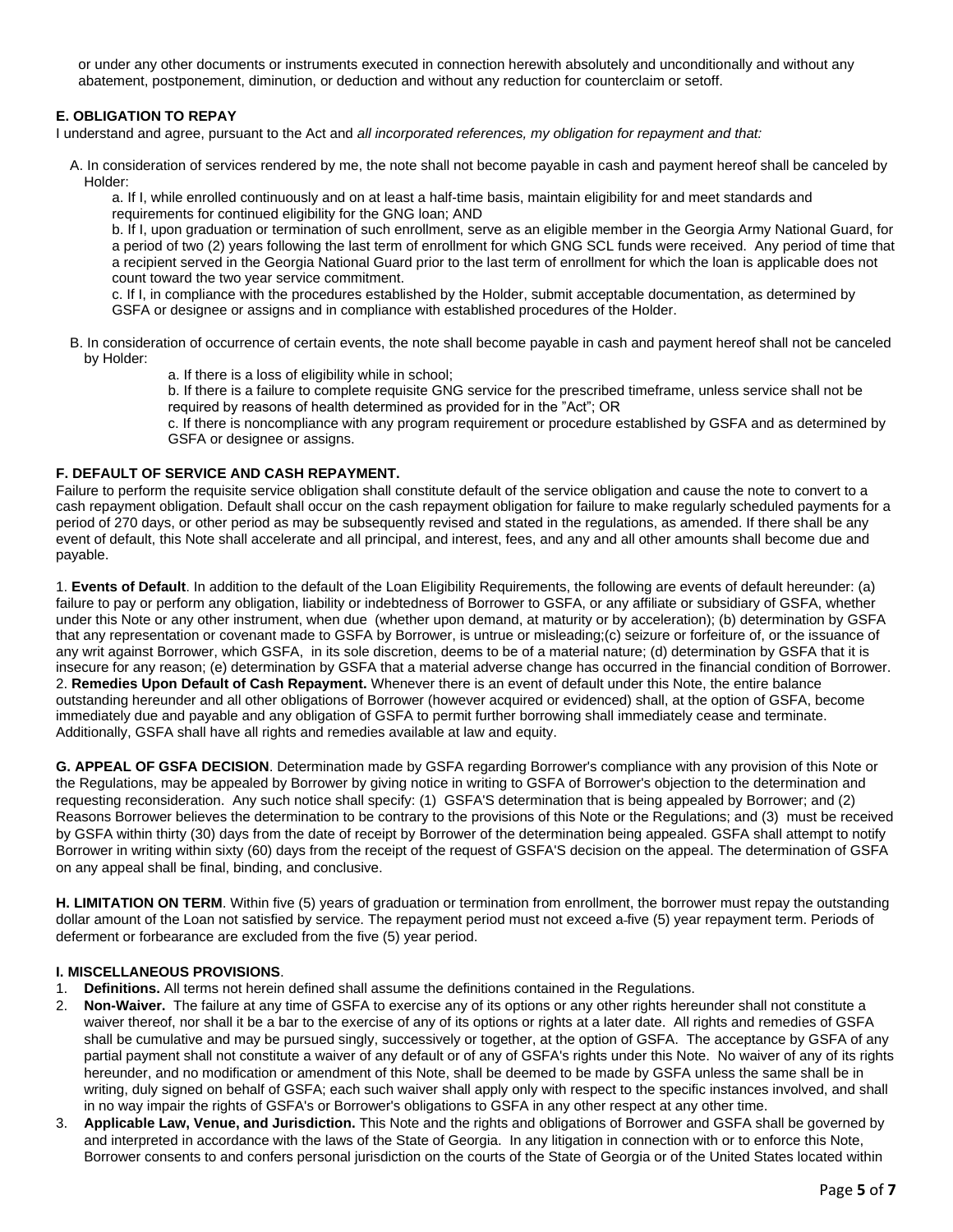or under any other documents or instruments executed in connection herewith absolutely and unconditionally and without any abatement, postponement, diminution, or deduction and without any reduction for counterclaim or setoff.

**E. OBLIGATION TO REPAY**

I understand and agree, pursuant to the Act and *all incorporated references, my obligation for repayment and that:*

A. In consideration of services rendered by me, the note shall not become payable in cash and payment hereof shall be canceled by Holder:

a. If I, while enrolled continuously and on at least a half-time basis, maintain eligibility for and meet standards and requirements for continued eligibility for the GNG loan; AND

b. If I, upon graduation or termination of such enrollment, serve as an eligible member in the Georgia Army National Guard, for a period of two (2) years following the last term of enrollment for which GNG SCL funds were received. Any period of time that a recipient served in the Georgia National Guard prior to the last term of enrollment for which the loan is applicable does not count toward the two year service commitment.

c. If I, in compliance with the procedures established by the Holder, submit acceptable documentation, as determined by GSFA or designee or assigns and in compliance with established procedures of the Holder.

B. In consideration of occurrence of certain events, the note shall become payable in cash and payment hereof shall not be canceled by Holder:

a. If there is a loss of eligibility while in school;

b. If there is a failure to complete requisite GNG service for the prescribed timeframe, unless service shall not be required by reasons of health determined as provided for in the "Act"; OR

c. If there is noncompliance with any program requirement or procedure established by GSFA and as determined by GSFA or designee or assigns.

**F. DEFAULT OF SERVICE AND CASH REPAYMENT.**

Failure to perform the requisite service obligation shall constitute default of the service obligation and cause the note to convert to a cash repayment obligation. Default shall occur on the cash repayment obligation for failure to make regularly scheduled payments for a period of 270 days, or other period as may be subsequently revised and stated in the regulations, as amended. If there shall be any event of default, this Note shall accelerate and all principal, and interest, fees, and any and all other amounts shall become due and payable.

1. **Events of Default**. In addition to the default of the Loan Eligibility Requirements, the following are events of default hereunder: (a) failure to pay or perform any obligation, liability or indebtedness of Borrower to GSFA, or any affiliate or subsidiary of GSFA, whether under this Note or any other instrument, when due (whether upon demand, at maturity or by acceleration); (b) determination by GSFA that any representation or covenant made to GSFA by Borrower, is untrue or misleading;(c) seizure or forfeiture of, or the issuance of any writ against Borrower, which GSFA, in its sole discretion, deems to be of a material nature; (d) determination by GSFA that it is insecure for any reason; (e) determination by GSFA that a material adverse change has occurred in the financial condition of Borrower.
2. **Remedies Upon Default of Cash Repayment.** Whenever there is an event of default under this Note, the entire balance outstanding hereunder and all other obligations of Borrower (however acquired or evidenced) shall, at the option of GSFA, become immediately due and payable and any obligation of GSFA to permit further borrowing shall immediately cease and terminate. Additionally, GSFA shall have all rights and remedies available at law and equity.

**G. APPEAL OF GSFA DECISION**. Determination made by GSFA regarding Borrower's compliance with any provision of this Note or the Regulations, may be appealed by Borrower by giving notice in writing to GSFA of Borrower's objection to the determination and requesting reconsideration. Any such notice shall specify: (1) GSFA'S determination that is being appealed by Borrower; and (2) Reasons Borrower believes the determination to be contrary to the provisions of this Note or the Regulations; and (3) must be received by GSFA within thirty (30) days from the date of receipt by Borrower of the determination being appealed. GSFA shall attempt to notify Borrower in writing within sixty (60) days from the receipt of the request of GSFA'S decision on the appeal. The determination of GSFA on any appeal shall be final, binding, and conclusive.

**H. LIMITATION ON TERM**. Within five (5) years of graduation or termination from enrollment, the borrower must repay the outstanding dollar amount of the Loan not satisfied by service. The repayment period must not exceed a five (5) year repayment term. Periods of deferment or forbearance are excluded from the five (5) year period.

**I. MISCELLANEOUS PROVISIONS**.

1. **Definitions.** All terms not herein defined shall assume the definitions contained in the Regulations.
2. **Non-Waiver.** The failure at any time of GSFA to exercise any of its options or any other rights hereunder shall not constitute a waiver thereof, nor shall it be a bar to the exercise of any of its options or rights at a later date. All rights and remedies of GSFA shall be cumulative and may be pursued singly, successively or together, at the option of GSFA. The acceptance by GSFA of any partial payment shall not constitute a waiver of any default or of any of GSFA's rights under this Note. No waiver of any of its rights hereunder, and no modification or amendment of this Note, shall be deemed to be made by GSFA unless the same shall be in writing, duly signed on behalf of GSFA's; each such waiver shall apply only with respect to the specific instances involved, and shall in no way impair the rights of GSFA's or Borrower's obligations to GSFA in any other respect at any other time.
3. **Applicable Law, Venue, and Jurisdiction.** This Note and the rights and obligations of Borrower and GSFA shall be governed by and interpreted in accordance with the laws of the State of Georgia. In any litigation in connection with or to enforce this Note, Borrower consents to and confers personal jurisdiction on the courts of the State of Georgia or of the United States located within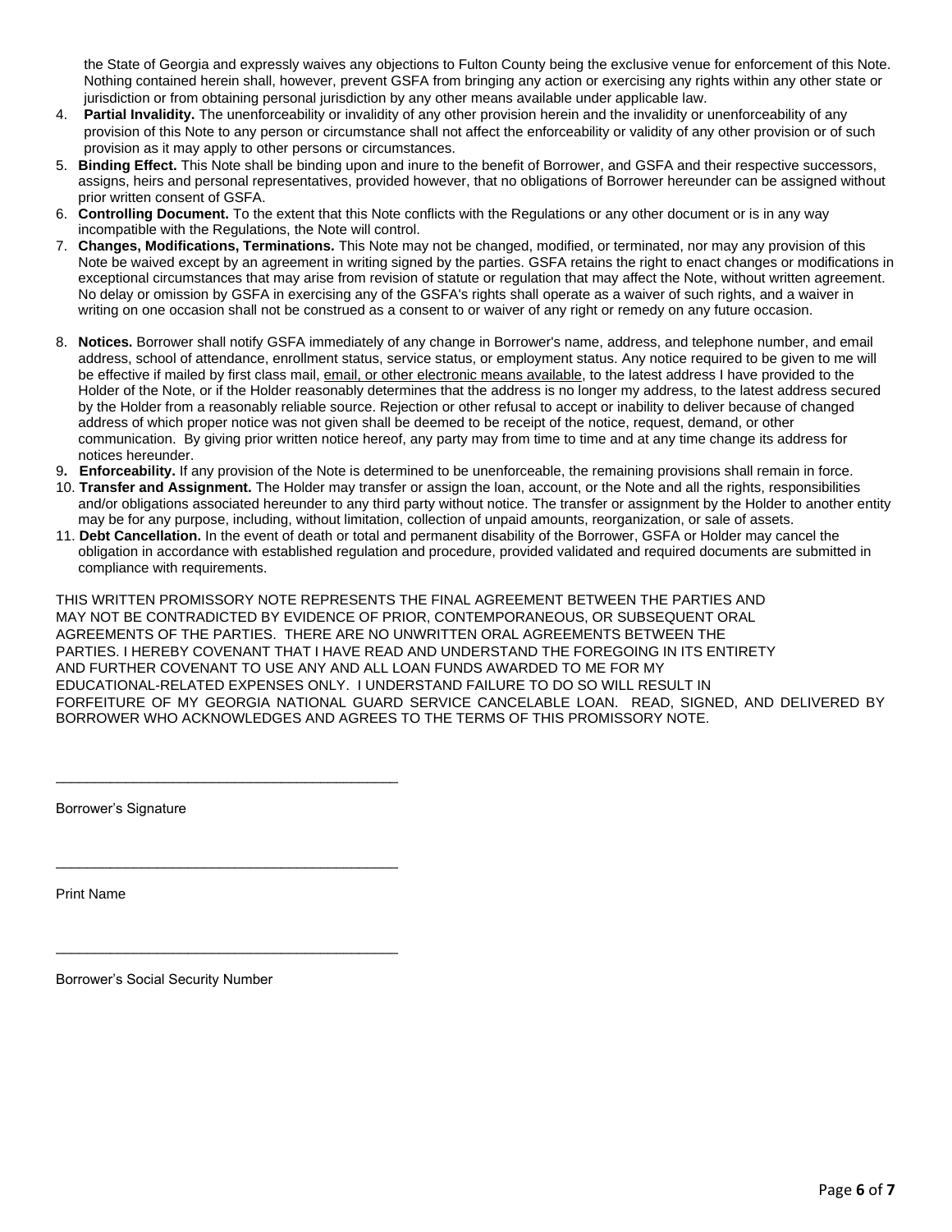the State of Georgia and expressly waives any objections to Fulton County being the exclusive venue for enforcement of this Note. Nothing contained herein shall, however, prevent GSFA from bringing any action or exercising any rights within any other state or jurisdiction or from obtaining personal jurisdiction by any other means available under applicable law.

4. **Partial Invalidity.** The unenforceability or invalidity of any other provision herein and the invalidity or unenforceability of any provision of this Note to any person or circumstance shall not affect the enforceability or validity of any other provision or of such provision as it may apply to other persons or circumstances.
5. **Binding Effect.** This Note shall be binding upon and inure to the benefit of Borrower, and GSFA and their respective successors, assigns, heirs and personal representatives, provided however, that no obligations of Borrower hereunder can be assigned without prior written consent of GSFA.
6. **Controlling Document.** To the extent that this Note conflicts with the Regulations or any other document or is in any way incompatible with the Regulations, the Note will control.
7. **Changes, Modifications, Terminations.** This Note may not be changed, modified, or terminated, nor may any provision of this Note be waived except by an agreement in writing signed by the parties. GSFA retains the right to enact changes or modifications in exceptional circumstances that may arise from revision of statute or regulation that may affect the Note, without written agreement. No delay or omission by GSFA in exercising any of the GSFA's rights shall operate as a waiver of such rights, and a waiver in writing on one occasion shall not be construed as a consent to or waiver of any right or remedy on any future occasion.
8. **Notices.** Borrower shall notify GSFA immediately of any change in Borrower's name, address, and telephone number, and email address, school of attendance, enrollment status, service status, or employment status. Any notice required to be given to me will be effective if mailed by first class mail, email, or other electronic means available, to the latest address I have provided to the Holder of the Note, or if the Holder reasonably determines that the address is no longer my address, to the latest address secured by the Holder from a reasonably reliable source. Rejection or other refusal to accept or inability to deliver because of changed address of which proper notice was not given shall be deemed to be receipt of the notice, request, demand, or other communication. By giving prior written notice hereof, any party may from time to time and at any time change its address for notices hereunder.
9. **Enforceability.** If any provision of the Note is determined to be unenforceable, the remaining provisions shall remain in force.
10. **Transfer and Assignment.** The Holder may transfer or assign the loan, account, or the Note and all the rights, responsibilities and/or obligations associated hereunder to any third party without notice. The transfer or assignment by the Holder to another entity may be for any purpose, including, without limitation, collection of unpaid amounts, reorganization, or sale of assets.
11. **Debt Cancellation.** In the event of death or total and permanent disability of the Borrower, GSFA or Holder may cancel the obligation in accordance with established regulation and procedure, provided validated and required documents are submitted in compliance with requirements.

THIS WRITTEN PROMISSORY NOTE REPRESENTS THE FINAL AGREEMENT BETWEEN THE PARTIES AND MAY NOT BE CONTRADICTED BY EVIDENCE OF PRIOR, CONTEMPORANEOUS, OR SUBSEQUENT ORAL AGREEMENTS OF THE PARTIES. THERE ARE NO UNWRITTEN ORAL AGREEMENTS BETWEEN THE PARTIES. I HEREBY COVENANT THAT I HAVE READ AND UNDERSTAND THE FOREGOING IN ITS ENTIRETY AND FURTHER COVENANT TO USE ANY AND ALL LOAN FUNDS AWARDED TO ME FOR MY EDUCATIONAL-RELATED EXPENSES ONLY. I UNDERSTAND FAILURE TO DO SO WILL RESULT IN FORFEITURE OF MY GEORGIA NATIONAL GUARD SERVICE CANCELABLE LOAN. READ, SIGNED, AND DELIVERED BY BORROWER WHO ACKNOWLEDGES AND AGREES TO THE TERMS OF THIS PROMISSORY NOTE.

\_\_\_\_\_\_\_\_\_\_\_\_\_\_\_\_\_\_\_\_\_\_\_\_\_\_\_\_\_\_\_\_\_\_\_\_\_\_\_\_\_\_\_\_

Borrower's Signature

\_\_\_\_\_\_\_\_\_\_\_\_\_\_\_\_\_\_\_\_\_\_\_\_\_\_\_\_\_\_\_\_\_\_\_\_\_\_\_\_\_\_\_\_

Print Name

\_\_\_\_\_\_\_\_\_\_\_\_\_\_\_\_\_\_\_\_\_\_\_\_\_\_\_\_\_\_\_\_\_\_\_\_\_\_\_\_\_\_\_\_

Borrower's Social Security Number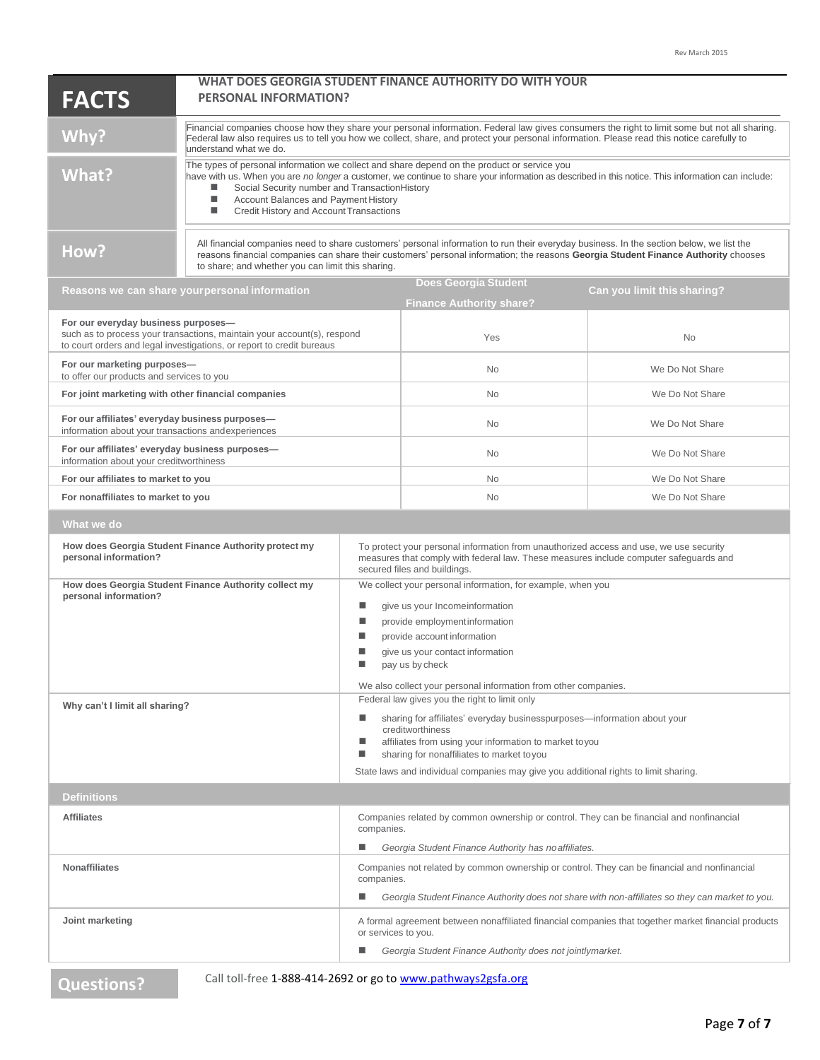Rev March 2015

| FACTS | WHAT DOES GEORGIA STUDENT FINANCE AUTHORITY DO WITH YOUR PERSONAL INFORMATION? |
|---|---|
| **Why?** | Financial companies choose how they share your personal information. Federal law gives consumers the right to limit some but not all sharing. Federal law also requires us to tell you how we collect, share, and protect your personal information. Please read this notice carefully to understand what we do. |
| **What?** | The types of personal information we collect and share depend on the product or service you have with us. When you are *no longer* a customer, we continue to share your information as described in this notice. This information can include:<br>■ Social Security number and Transaction History<br>■ Account Balances and Payment History<br>■ Credit History and Account Transactions |
| **How?** | All financial companies need to share customers' personal information to run their everyday business. In the section below, we list the reasons financial companies can share their customers' personal information; the reasons **Georgia Student Finance Authority** chooses to share; and whether you can limit this sharing. |

| Reasons we can share your personal information | Does Georgia Student Finance Authority share? | Can you limit this sharing? |
|---|---|---|
| **For our everyday business purposes—** such as to process your transactions, maintain your account(s), respond to court orders and legal investigations, or report to credit bureaus | Yes | No |
| **For our marketing purposes—** to offer our products and services to you | No | We Do Not Share |
| **For joint marketing with other financial companies** | No | We Do Not Share |
| **For our affiliates' everyday business purposes—** information about your transactions and experiences | No | We Do Not Share |
| **For our affiliates' everyday business purposes—** information about your creditworthiness | No | We Do Not Share |
| **For our affiliates to market to you** | No | We Do Not Share |
| **For nonaffiliates to market to you** | No | We Do Not Share |

| What we do | |
|---|---|
| **How does Georgia Student Finance Authority protect my personal information?** | To protect your personal information from unauthorized access and use, we use security measures that comply with federal law. These measures include computer safeguards and secured files and buildings. |
| **How does Georgia Student Finance Authority collect my personal information?** | We collect your personal information, for example, when you<br>■ give us your Income information<br>■ provide employment information<br>■ provide account information<br>■ give us your contact information<br>■ pay us by check<br><br>We also collect your personal information from other companies. |
| **Why can't I limit all sharing?** | Federal law gives you the right to limit only<br>■ sharing for affiliates' everyday business purposes—information about your creditworthiness<br>■ affiliates from using your information to market to you<br>■ sharing for nonaffiliates to market to you<br><br>State laws and individual companies may give you additional rights to limit sharing. |

| Definitions | |
|---|---|
| **Affiliates** | Companies related by common ownership or control. They can be financial and nonfinancial companies.<br>■ *Georgia Student Finance Authority has no affiliates.* |
| **Nonaffiliates** | Companies not related by common ownership or control. They can be financial and nonfinancial companies.<br>■ *Georgia Student Finance Authority does not share with non-affiliates so they can market to you.* |
| **Joint marketing** | A formal agreement between nonaffiliated financial companies that together market financial products or services to you.<br>■ *Georgia Student Finance Authority does not jointly market.* |

**Questions?** Call toll-free 1-888-414-2692 or go to [www.pathways2gsfa.org](www.pathways2gsfa.org)